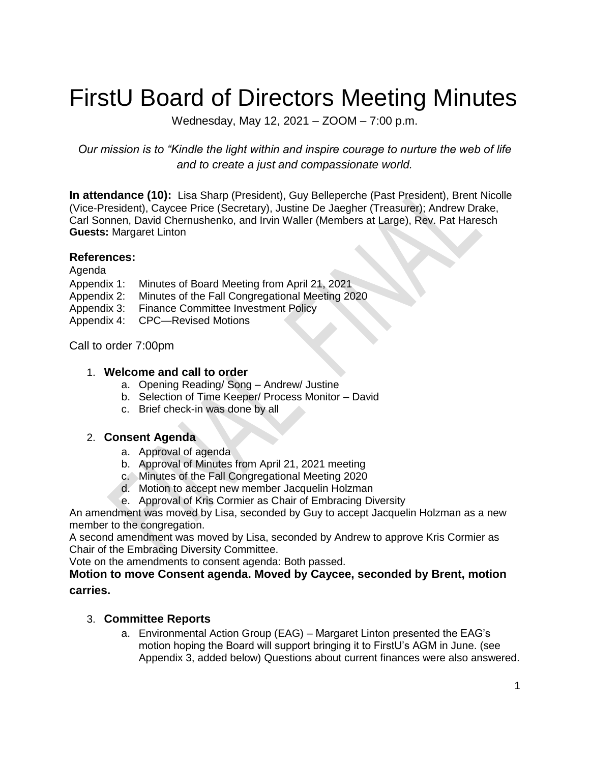# FirstU Board of Directors Meeting Minutes

Wednesday, May 12, 2021 – ZOOM – 7:00 p.m.

*Our mission is to "Kindle the light within and inspire courage to nurture the web of life and to create a just and compassionate world.*

**In attendance (10):** Lisa Sharp (President), Guy Belleperche (Past President), Brent Nicolle (Vice-President), Caycee Price (Secretary), Justine De Jaegher (Treasurer); Andrew Drake, Carl Sonnen, David Chernushenko, and Irvin Waller (Members at Large), Rev. Pat Haresch
**Guests:** Margaret Linton

### References:

Agenda
Appendix 1: Minutes of Board Meeting from April 21, 2021
Appendix 2: Minutes of the Fall Congregational Meeting 2020
Appendix 3: Finance Committee Investment Policy
Appendix 4: CPC—Revised Motions

Call to order 7:00pm

1. **Welcome and call to order**
   a. Opening Reading/ Song – Andrew/ Justine
   b. Selection of Time Keeper/ Process Monitor – David
   c. Brief check-in was done by all

2. **Consent Agenda**
   a. Approval of agenda
   b. Approval of Minutes from April 21, 2021 meeting
   c. Minutes of the Fall Congregational Meeting 2020
   d. Motion to accept new member Jacquelin Holzman
   e. Approval of Kris Cormier as Chair of Embracing Diversity

An amendment was moved by Lisa, seconded by Guy to accept Jacquelin Holzman as a new member to the congregation.
A second amendment was moved by Lisa, seconded by Andrew to approve Kris Cormier as Chair of the Embracing Diversity Committee.
Vote on the amendments to consent agenda: Both passed.

**Motion to move Consent agenda. Moved by Caycee, seconded by Brent, motion carries.**

3. **Committee Reports**
   a. Environmental Action Group (EAG) – Margaret Linton presented the EAG's motion hoping the Board will support bringing it to FirstU's AGM in June. (see Appendix 3, added below) Questions about current finances were also answered.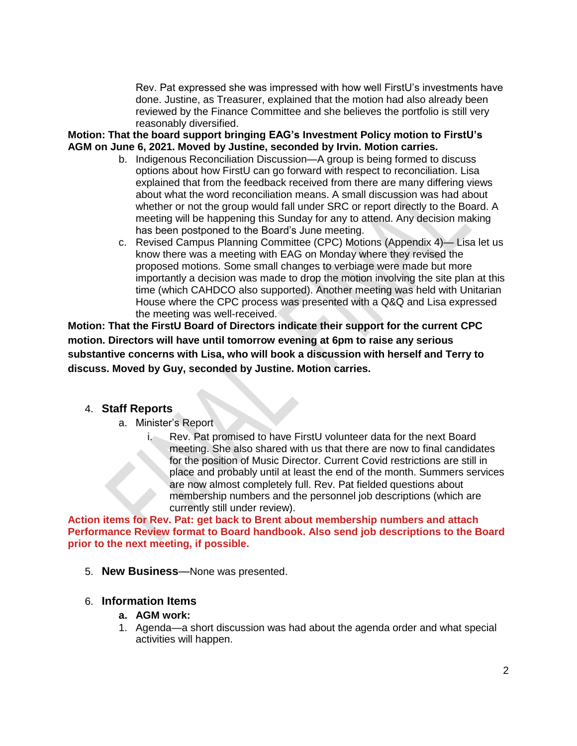Rev. Pat expressed she was impressed with how well FirstU's investments have done. Justine, as Treasurer, explained that the motion had also already been reviewed by the Finance Committee and she believes the portfolio is still very reasonably diversified.

**Motion: That the board support bringing EAG's Investment Policy motion to FirstU's AGM on June 6, 2021. Moved by Justine, seconded by Irvin. Motion carries.**

b. Indigenous Reconciliation Discussion—A group is being formed to discuss options about how FirstU can go forward with respect to reconciliation. Lisa explained that from the feedback received from there are many differing views about what the word reconciliation means. A small discussion was had about whether or not the group would fall under SRC or report directly to the Board. A meeting will be happening this Sunday for any to attend. Any decision making has been postponed to the Board's June meeting.

c. Revised Campus Planning Committee (CPC) Motions (Appendix 4)— Lisa let us know there was a meeting with EAG on Monday where they revised the proposed motions. Some small changes to verbiage were made but more importantly a decision was made to drop the motion involving the site plan at this time (which CAHDCO also supported). Another meeting was held with Unitarian House where the CPC process was presented with a Q&Q and Lisa expressed the meeting was well-received.

**Motion: That the FirstU Board of Directors indicate their support for the current CPC motion. Directors will have until tomorrow evening at 6pm to raise any serious substantive concerns with Lisa, who will book a discussion with herself and Terry to discuss. Moved by Guy, seconded by Justine. Motion carries.**

4. **Staff Reports**
   a. Minister's Report
      i. Rev. Pat promised to have FirstU volunteer data for the next Board meeting. She also shared with us that there are now to final candidates for the position of Music Director. Current Covid restrictions are still in place and probably until at least the end of the month. Summers services are now almost completely full. Rev. Pat fielded questions about membership numbers and the personnel job descriptions (which are currently still under review).

**Action items for Rev. Pat: get back to Brent about membership numbers and attach Performance Review format to Board handbook. Also send job descriptions to the Board prior to the next meeting, if possible.**

5. **New Business**—None was presented.

6. **Information Items**
   **a. AGM work:**
   1. Agenda—a short discussion was had about the agenda order and what special activities will happen.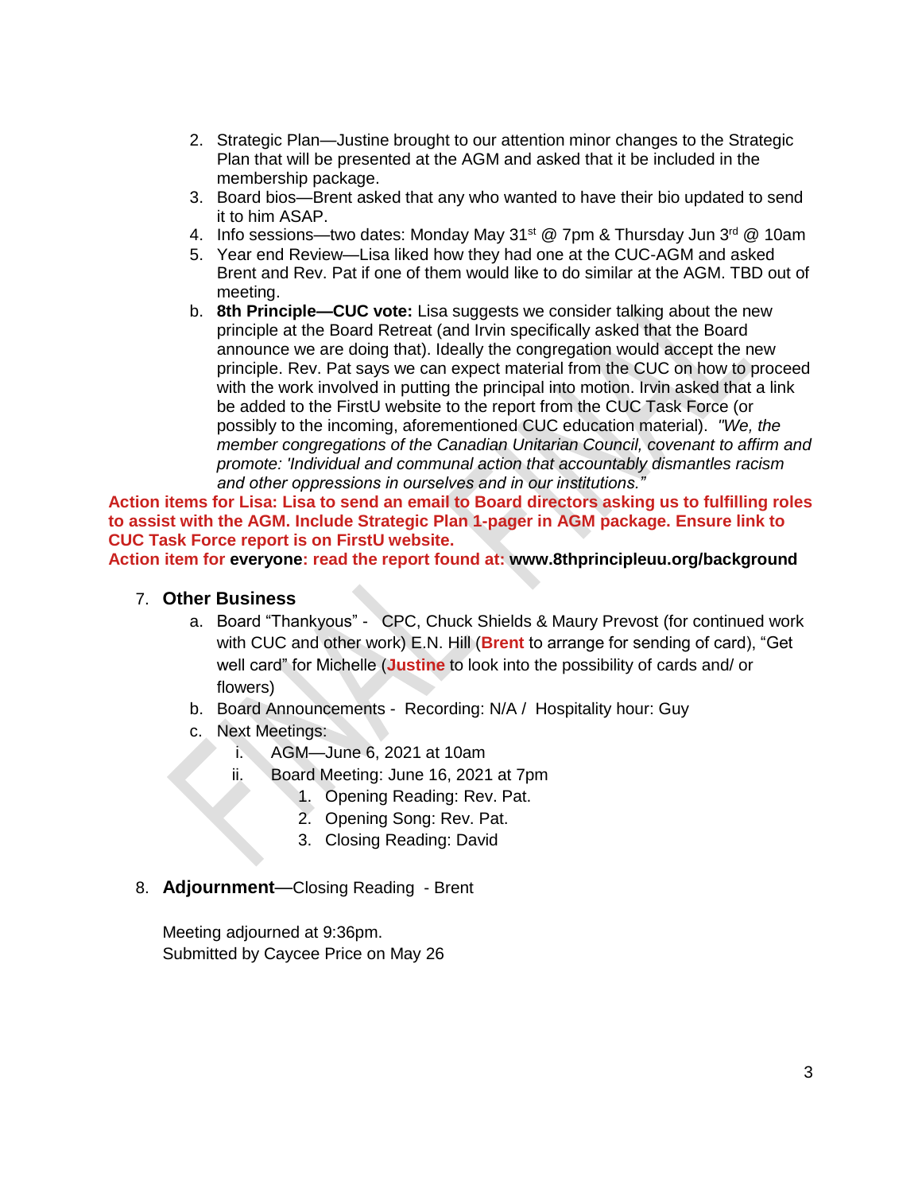2. Strategic Plan—Justine brought to our attention minor changes to the Strategic Plan that will be presented at the AGM and asked that it be included in the membership package.
3. Board bios—Brent asked that any who wanted to have their bio updated to send it to him ASAP.
4. Info sessions—two dates: Monday May 31st @ 7pm & Thursday Jun 3rd @ 10am
5. Year end Review—Lisa liked how they had one at the CUC-AGM and asked Brent and Rev. Pat if one of them would like to do similar at the AGM. TBD out of meeting.

b. **8th Principle—CUC vote:** Lisa suggests we consider talking about the new principle at the Board Retreat (and Irvin specifically asked that the Board announce we are doing that). Ideally the congregation would accept the new principle. Rev. Pat says we can expect material from the CUC on how to proceed with the work involved in putting the principal into motion. Irvin asked that a link be added to the FirstU website to the report from the CUC Task Force (or possibly to the incoming, aforementioned CUC education material). *"We, the member congregations of the Canadian Unitarian Council, covenant to affirm and promote: 'Individual and communal action that accountably dismantles racism and other oppressions in ourselves and in our institutions."*

**Action items for Lisa: Lisa to send an email to Board directors asking us to fulfilling roles to assist with the AGM. Include Strategic Plan 1-pager in AGM package. Ensure link to CUC Task Force report is on FirstU website.**
**Action item for everyone: read the report found at: www.8thprincipleuu.org/background**

7. **Other Business**
   a. Board "Thankyous" - CPC, Chuck Shields & Maury Prevost (for continued work with CUC and other work) E.N. Hill (**Brent** to arrange for sending of card), "Get well card" for Michelle (**Justine** to look into the possibility of cards and/ or flowers)
   b. Board Announcements - Recording: N/A / Hospitality hour: Guy
   c. Next Meetings:
      i. AGM—June 6, 2021 at 10am
      ii. Board Meeting: June 16, 2021 at 7pm
         1. Opening Reading: Rev. Pat.
         2. Opening Song: Rev. Pat.
         3. Closing Reading: David

8. **Adjournment**—Closing Reading - Brent

   Meeting adjourned at 9:36pm.
   Submitted by Caycee Price on May 26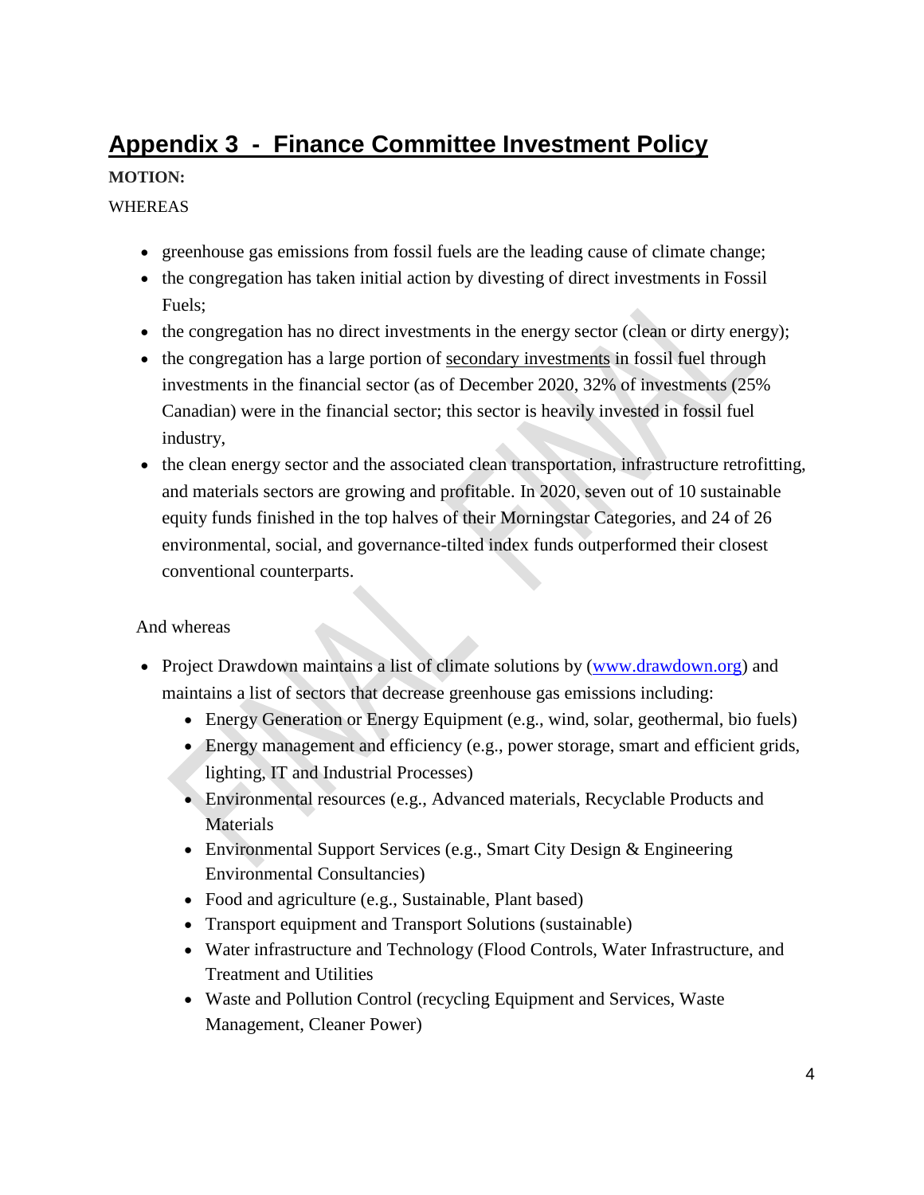# Appendix 3 - Finance Committee Investment Policy

**MOTION:**

WHEREAS

- greenhouse gas emissions from fossil fuels are the leading cause of climate change;
- the congregation has taken initial action by divesting of direct investments in Fossil Fuels;
- the congregation has no direct investments in the energy sector (clean or dirty energy);
- the congregation has a large portion of secondary investments in fossil fuel through investments in the financial sector (as of December 2020, 32% of investments (25% Canadian) were in the financial sector; this sector is heavily invested in fossil fuel industry,
- the clean energy sector and the associated clean transportation, infrastructure retrofitting, and materials sectors are growing and profitable. In 2020, seven out of 10 sustainable equity funds finished in the top halves of their Morningstar Categories, and 24 of 26 environmental, social, and governance-tilted index funds outperformed their closest conventional counterparts.

And whereas

- Project Drawdown maintains a list of climate solutions by ([www.drawdown.org](http://www.drawdown.org)) and maintains a list of sectors that decrease greenhouse gas emissions including:
  - Energy Generation or Energy Equipment (e.g., wind, solar, geothermal, bio fuels)
  - Energy management and efficiency (e.g., power storage, smart and efficient grids, lighting, IT and Industrial Processes)
  - Environmental resources (e.g., Advanced materials, Recyclable Products and Materials
  - Environmental Support Services (e.g., Smart City Design & Engineering Environmental Consultancies)
  - Food and agriculture (e.g., Sustainable, Plant based)
  - Transport equipment and Transport Solutions (sustainable)
  - Water infrastructure and Technology (Flood Controls, Water Infrastructure, and Treatment and Utilities
  - Waste and Pollution Control (recycling Equipment and Services, Waste Management, Cleaner Power)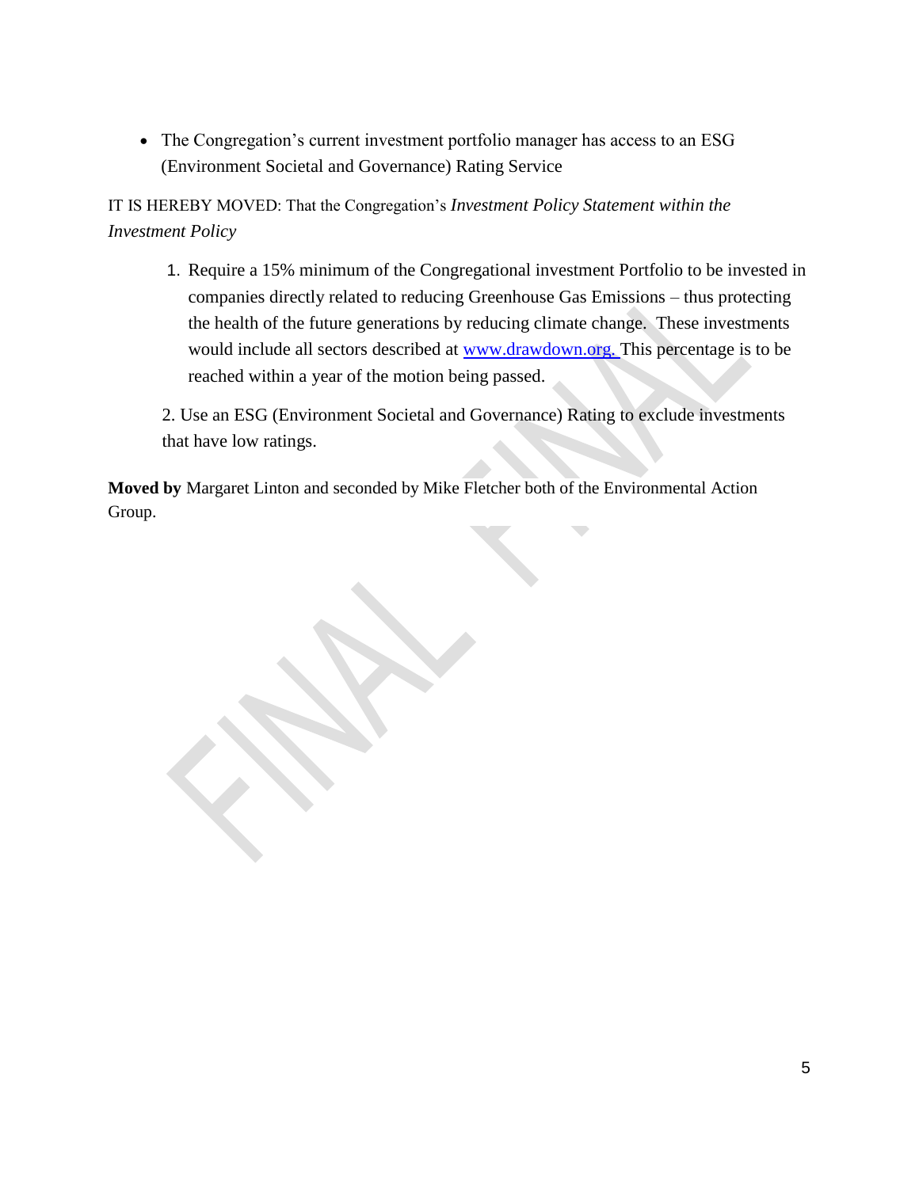- The Congregation's current investment portfolio manager has access to an ESG (Environment Societal and Governance) Rating Service

IT IS HEREBY MOVED: That the Congregation's *Investment Policy Statement within the Investment Policy*

1. Require a 15% minimum of the Congregational investment Portfolio to be invested in companies directly related to reducing Greenhouse Gas Emissions – thus protecting the health of the future generations by reducing climate change. These investments would include all sectors described at [www.drawdown.org.](http://www.drawdown.org) This percentage is to be reached within a year of the motion being passed.

2. Use an ESG (Environment Societal and Governance) Rating to exclude investments that have low ratings.

**Moved by** Margaret Linton and seconded by Mike Fletcher both of the Environmental Action Group.